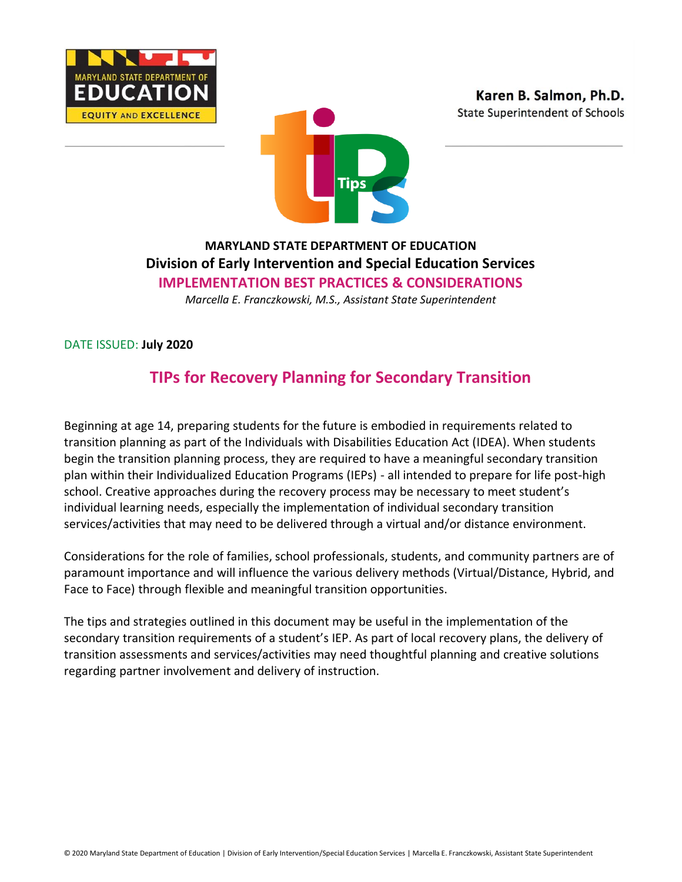Karen B. Salmon, Ph.D.
State Superintendent of Schools

**MARYLAND STATE DEPARTMENT OF EDUCATION**

**Division of Early Intervention and Special Education Services**

**IMPLEMENTATION BEST PRACTICES & CONSIDERATIONS**

*Marcella E. Franczkowski, M.S., Assistant State Superintendent*

DATE ISSUED: **July 2020**

## TIPs for Recovery Planning for Secondary Transition

Beginning at age 14, preparing students for the future is embodied in requirements related to transition planning as part of the Individuals with Disabilities Education Act (IDEA). When students begin the transition planning process, they are required to have a meaningful secondary transition plan within their Individualized Education Programs (IEPs) - all intended to prepare for life post-high school. Creative approaches during the recovery process may be necessary to meet student's individual learning needs, especially the implementation of individual secondary transition services/activities that may need to be delivered through a virtual and/or distance environment.

Considerations for the role of families, school professionals, students, and community partners are of paramount importance and will influence the various delivery methods (Virtual/Distance, Hybrid, and Face to Face) through flexible and meaningful transition opportunities.

The tips and strategies outlined in this document may be useful in the implementation of the secondary transition requirements of a student's IEP. As part of local recovery plans, the delivery of transition assessments and services/activities may need thoughtful planning and creative solutions regarding partner involvement and delivery of instruction.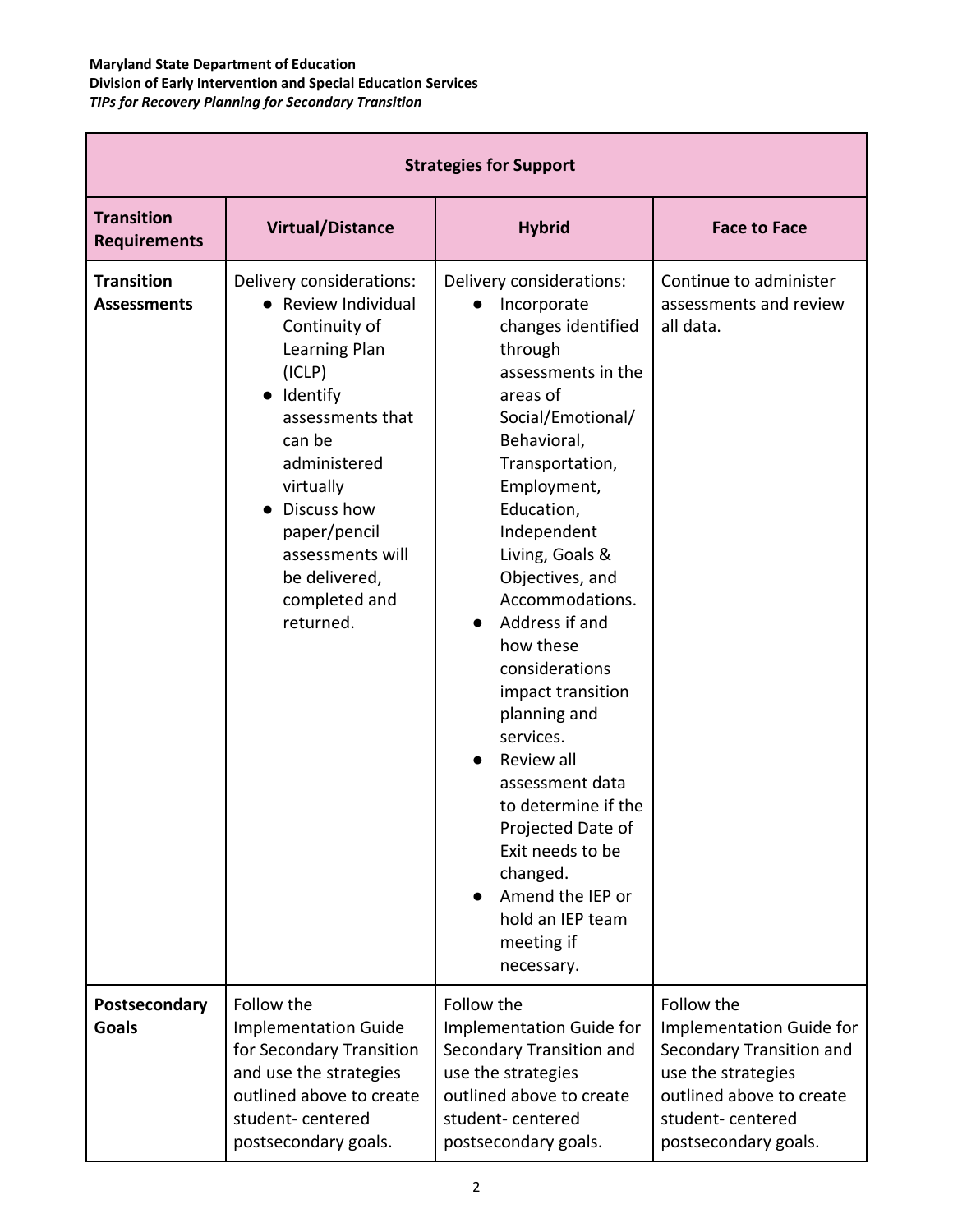| Strategies for Support | | | |
|---|---|---|---|
| **Transition Requirements** | **Virtual/Distance** | **Hybrid** | **Face to Face** |
| **Transition Assessments** | Delivery considerations:<br>● Review Individual Continuity of Learning Plan (ICLP)<br>● Identify assessments that can be administered virtually<br>● Discuss how paper/pencil assessments will be delivered, completed and returned. | Delivery considerations:<br>● Incorporate changes identified through assessments in the areas of Social/Emotional/ Behavioral, Transportation, Employment, Education, Independent Living, Goals & Objectives, and Accommodations.<br>● Address if and how these considerations impact transition planning and services.<br>● Review all assessment data to determine if the Projected Date of Exit needs to be changed.<br>● Amend the IEP or hold an IEP team meeting if necessary. | Continue to administer assessments and review all data. |
| **Postsecondary Goals** | Follow the Implementation Guide for Secondary Transition and use the strategies outlined above to create student- centered postsecondary goals. | Follow the Implementation Guide for Secondary Transition and use the strategies outlined above to create student- centered postsecondary goals. | Follow the Implementation Guide for Secondary Transition and use the strategies outlined above to create student- centered postsecondary goals. |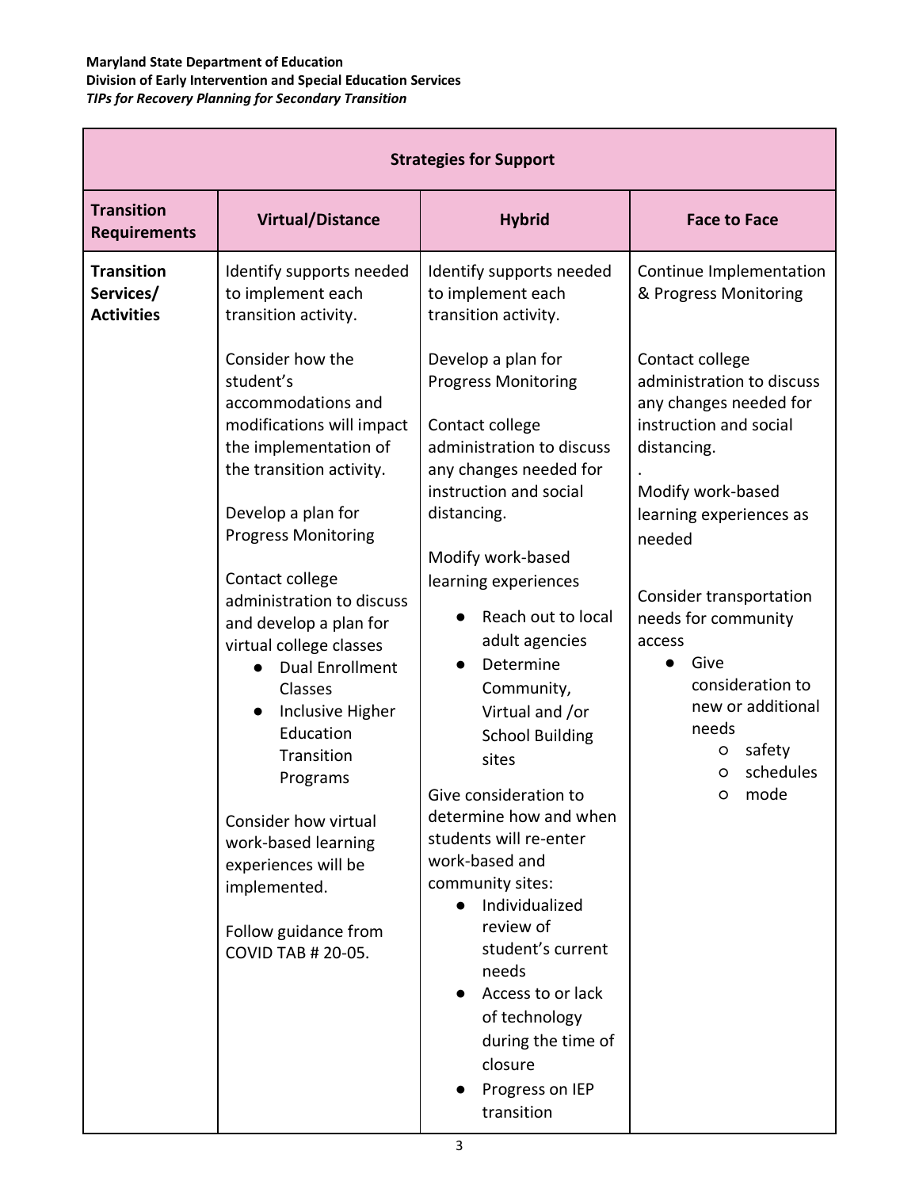| Strategies for Support | | | |
|---|---|---|---|
| **Transition Requirements** | **Virtual/Distance** | **Hybrid** | **Face to Face** |
| **Transition Services/ Activities** | Identify supports needed to implement each transition activity.<br><br>Consider how the student's accommodations and modifications will impact the implementation of the transition activity.<br><br>Develop a plan for Progress Monitoring<br><br>Contact college administration to discuss and develop a plan for virtual college classes<br>● Dual Enrollment Classes<br>● Inclusive Higher Education Transition Programs<br><br>Consider how virtual work-based learning experiences will be implemented.<br><br>Follow guidance from COVID TAB # 20-05. | Identify supports needed to implement each transition activity.<br><br>Develop a plan for Progress Monitoring<br><br>Contact college administration to discuss any changes needed for instruction and social distancing.<br><br>Modify work-based learning experiences<br>● Reach out to local adult agencies<br>● Determine Community, Virtual and /or School Building sites<br><br>Give consideration to determine how and when students will re-enter work-based and community sites:<br>● Individualized review of student's current needs<br>● Access to or lack of technology during the time of closure<br>● Progress on IEP transition | Continue Implementation & Progress Monitoring<br><br>Contact college administration to discuss any changes needed for instruction and social distancing.<br>.<br>Modify work-based learning experiences as needed<br><br>Consider transportation needs for community access<br>● Give consideration to new or additional needs<br>○ safety<br>○ schedules<br>○ mode |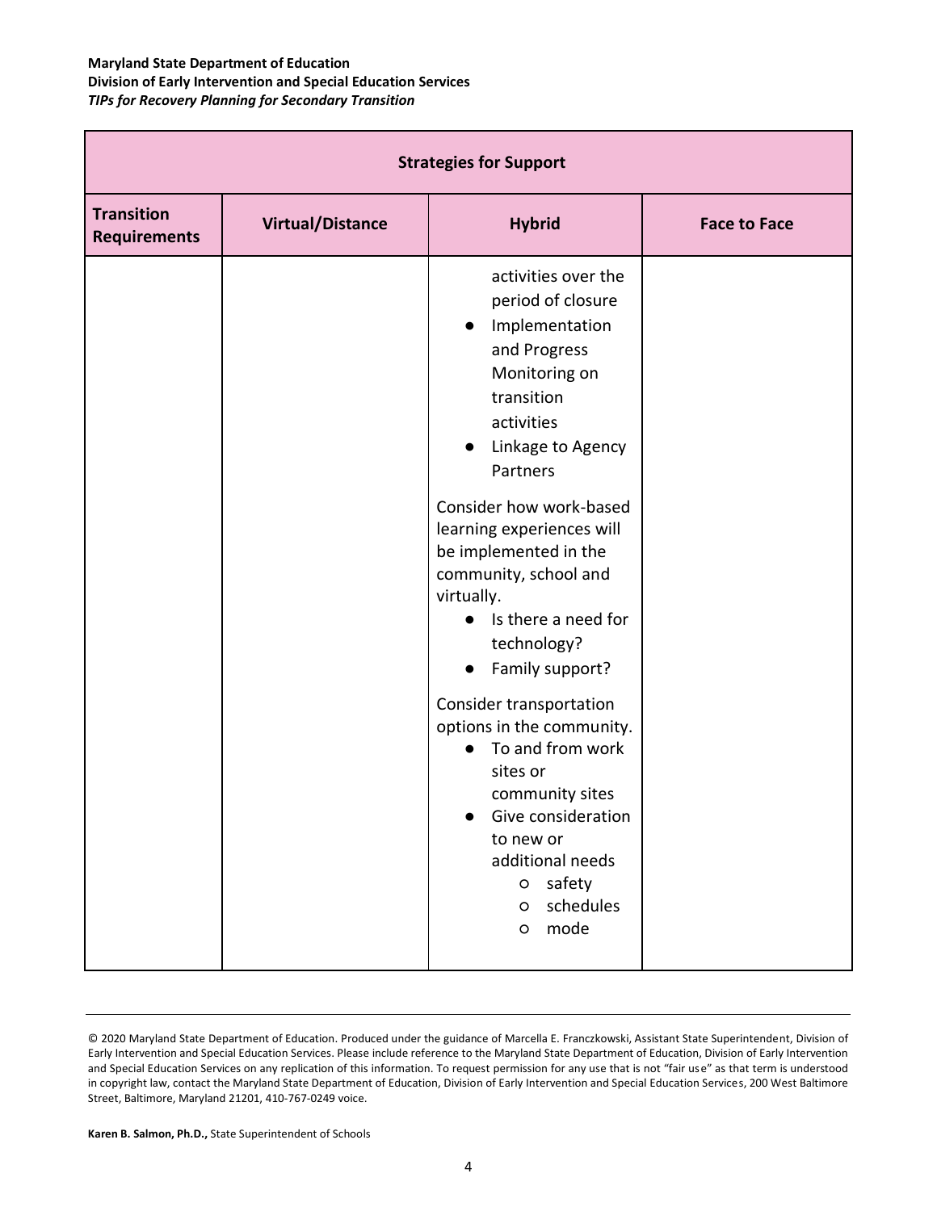| Strategies for Support | | | |
|---|---|---|---|
| **Transition Requirements** | **Virtual/Distance** | **Hybrid** | **Face to Face** |
| | | activities over the period of closure<br>● Implementation and Progress Monitoring on transition activities<br>● Linkage to Agency Partners<br><br>Consider how work-based learning experiences will be implemented in the community, school and virtually.<br>● Is there a need for technology?<br>● Family support?<br><br>Consider transportation options in the community.<br>● To and from work sites or community sites<br>● Give consideration to new or additional needs<br>○ safety<br>○ schedules<br>○ mode | |

© 2020 Maryland State Department of Education. Produced under the guidance of Marcella E. Franczkowski, Assistant State Superintendent, Division of Early Intervention and Special Education Services. Please include reference to the Maryland State Department of Education, Division of Early Intervention and Special Education Services on any replication of this information. To request permission for any use that is not "fair use" as that term is understood in copyright law, contact the Maryland State Department of Education, Division of Early Intervention and Special Education Services, 200 West Baltimore Street, Baltimore, Maryland 21201, 410-767-0249 voice.

**Karen B. Salmon, Ph.D.,** State Superintendent of Schools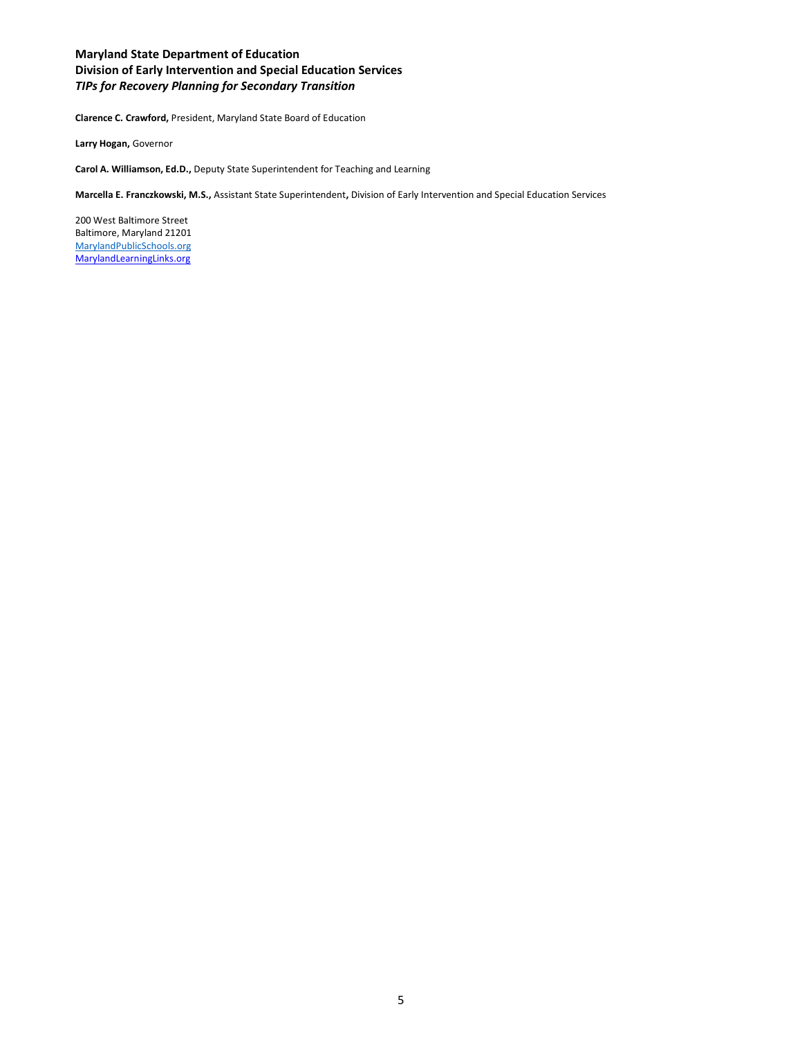**Maryland State Department of Education**
**Division of Early Intervention and Special Education Services**
***TIPs for Recovery Planning for Secondary Transition***

**Clarence C. Crawford,** President, Maryland State Board of Education

**Larry Hogan,** Governor

**Carol A. Williamson, Ed.D.,** Deputy State Superintendent for Teaching and Learning

**Marcella E. Franczkowski, M.S.,** Assistant State Superintendent**,** Division of Early Intervention and Special Education Services

200 West Baltimore Street
Baltimore, Maryland 21201
MarylandPublicSchools.org
MarylandLearningLinks.org